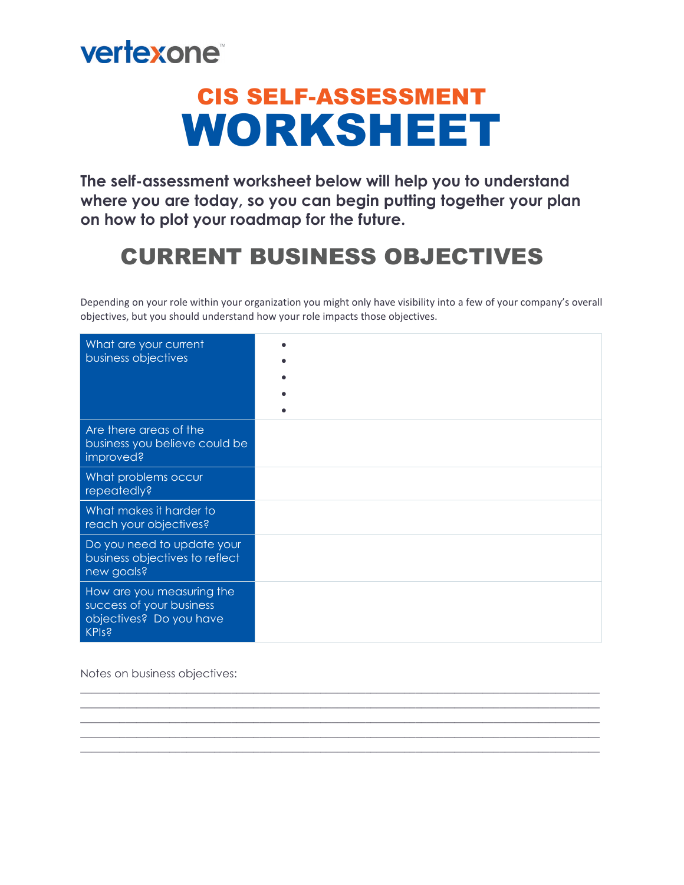vertexone™

# CIS SELF-ASSESSMENT WORKSHEET

**The self-assessment worksheet below will help you to understand where you are today, so you can begin putting together your plan on how to plot your roadmap for the future.**

## CURRENT BUSINESS OBJECTIVES

Depending on your role within your organization you might only have visibility into a few of your company's overall objectives, but you should understand how your role impacts those objectives.

| | |
|---|---|
| What are your current business objectives | • <br> • <br> • <br> • <br> • |
| Are there areas of the business you believe could be improved? | |
| What problems occur repeatedly? | |
| What makes it harder to reach your objectives? | |
| Do you need to update your business objectives to reflect new goals? | |
| How are you measuring the success of your business objectives? Do you have KPIs? | |

Notes on business objectives:

______________________________________________________________________________

______________________________________________________________________________

______________________________________________________________________________

______________________________________________________________________________

______________________________________________________________________________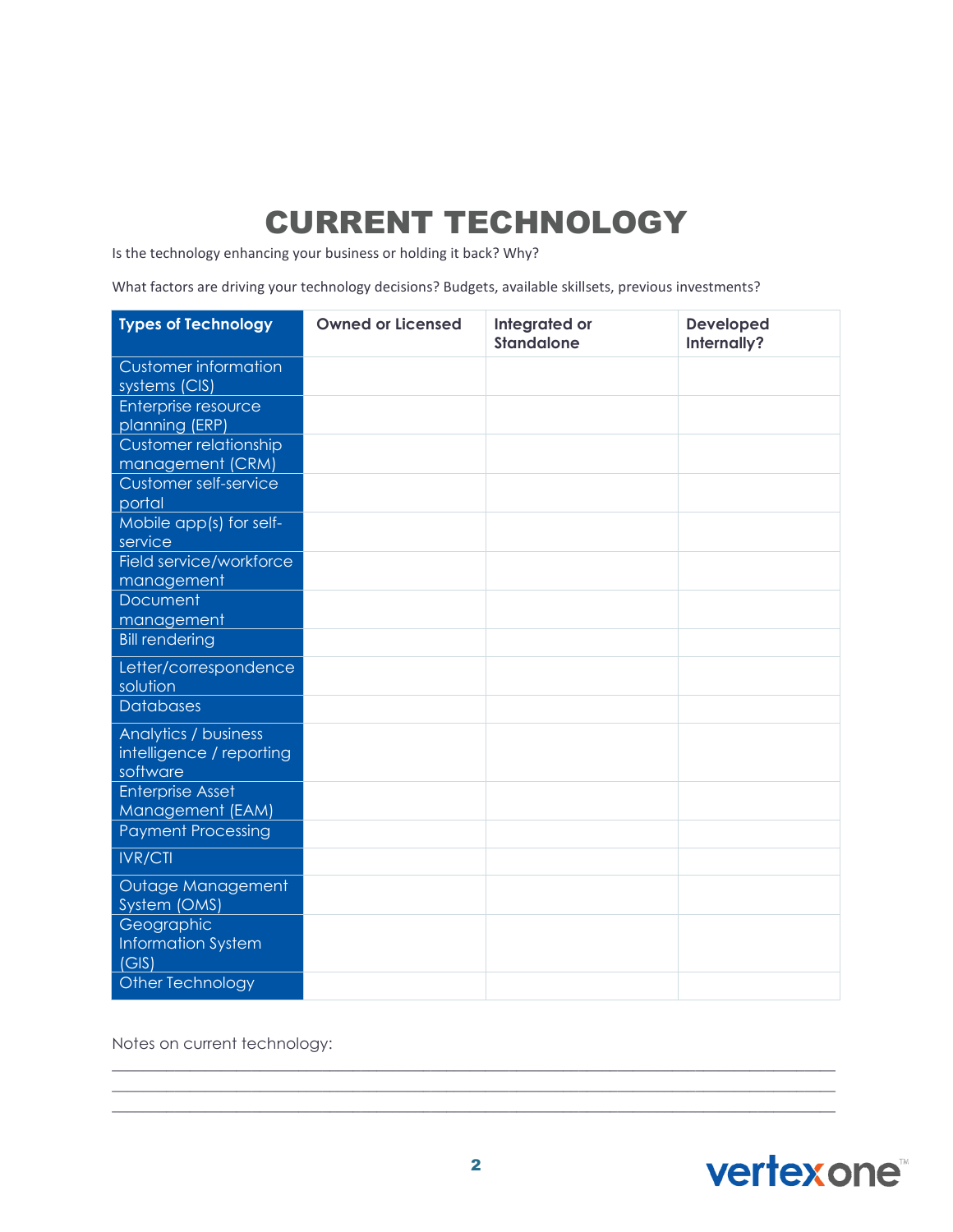# CURRENT TECHNOLOGY

Is the technology enhancing your business or holding it back? Why?

What factors are driving your technology decisions? Budgets, available skillsets, previous investments?

| Types of Technology | Owned or Licensed | Integrated or Standalone | Developed Internally? |
|---|---|---|---|
| Customer information systems (CIS) | | | |
| Enterprise resource planning (ERP) | | | |
| Customer relationship management (CRM) | | | |
| Customer self-service portal | | | |
| Mobile app(s) for self-service | | | |
| Field service/workforce management | | | |
| Document management | | | |
| Bill rendering | | | |
| Letter/correspondence solution | | | |
| Databases | | | |
| Analytics / business intelligence / reporting software | | | |
| Enterprise Asset Management (EAM) | | | |
| Payment Processing | | | |
| IVR/CTI | | | |
| Outage Management System (OMS) | | | |
| Geographic Information System (GIS) | | | |
| Other Technology | | | |

Notes on current technology:

\_\_\_\_\_\_\_\_\_\_\_\_\_\_\_\_\_\_\_\_\_\_\_\_\_\_\_\_\_\_\_\_\_\_\_\_\_\_\_\_\_\_\_\_\_\_\_\_\_\_\_\_\_\_\_\_\_\_\_\_\_\_\_\_\_\_\_\_\_\_\_\_\_\_\_\_\_\_

\_\_\_\_\_\_\_\_\_\_\_\_\_\_\_\_\_\_\_\_\_\_\_\_\_\_\_\_\_\_\_\_\_\_\_\_\_\_\_\_\_\_\_\_\_\_\_\_\_\_\_\_\_\_\_\_\_\_\_\_\_\_\_\_\_\_\_\_\_\_\_\_\_\_\_\_\_\_

\_\_\_\_\_\_\_\_\_\_\_\_\_\_\_\_\_\_\_\_\_\_\_\_\_\_\_\_\_\_\_\_\_\_\_\_\_\_\_\_\_\_\_\_\_\_\_\_\_\_\_\_\_\_\_\_\_\_\_\_\_\_\_\_\_\_\_\_\_\_\_\_\_\_\_\_\_\_

vertexone™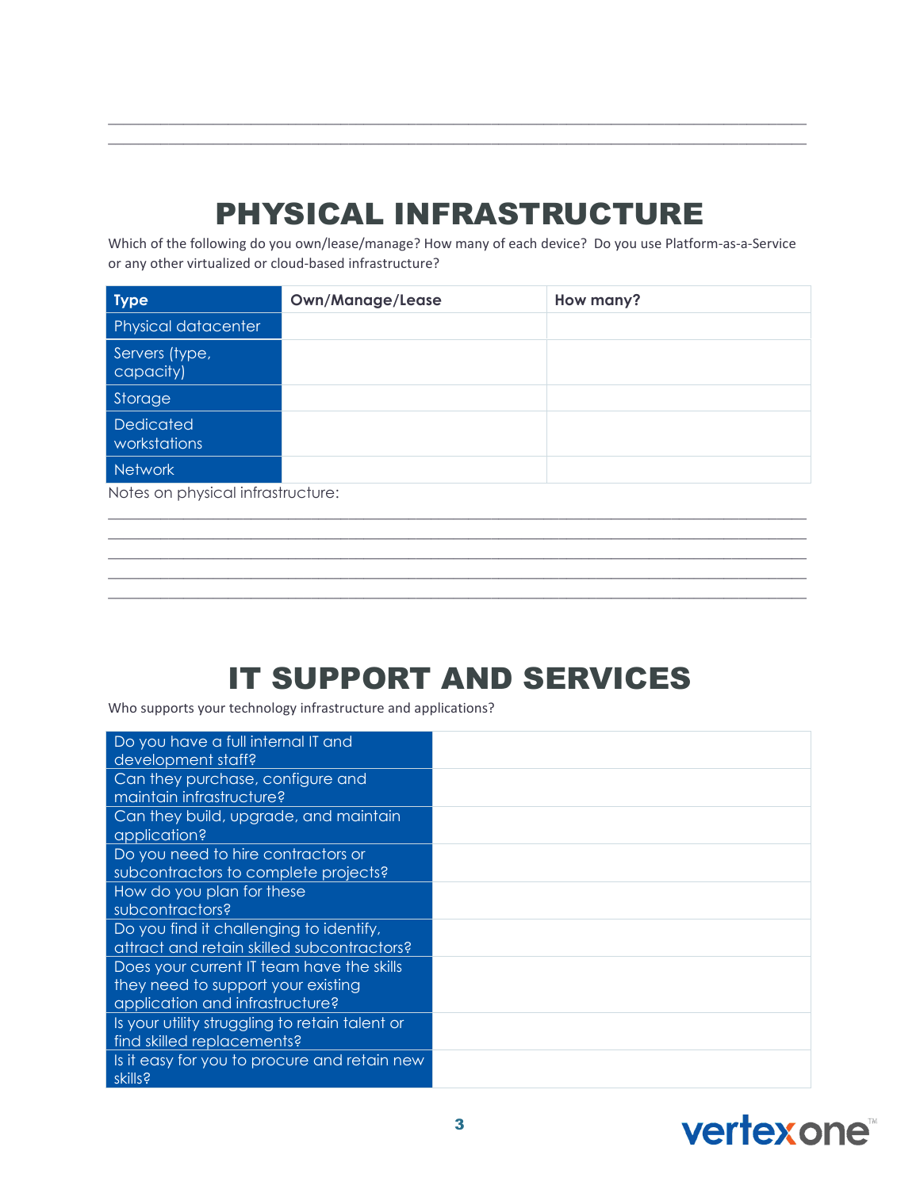_______________________________________________________________________________

_______________________________________________________________________________

# PHYSICAL INFRASTRUCTURE

Which of the following do you own/lease/manage? How many of each device? Do you use Platform-as-a-Service or any other virtualized or cloud-based infrastructure?

| Type | Own/Manage/Lease | How many? |
|---|---|---|
| Physical datacenter | | |
| Servers (type, capacity) | | |
| Storage | | |
| Dedicated workstations | | |
| Network | | |

Notes on physical infrastructure:

_______________________________________________________________________________

_______________________________________________________________________________

_______________________________________________________________________________

_______________________________________________________________________________

_______________________________________________________________________________

# IT SUPPORT AND SERVICES

Who supports your technology infrastructure and applications?

| | |
|---|---|
| Do you have a full internal IT and development staff? | |
| Can they purchase, configure and maintain infrastructure? | |
| Can they build, upgrade, and maintain application? | |
| Do you need to hire contractors or subcontractors to complete projects? | |
| How do you plan for these subcontractors? | |
| Do you find it challenging to identify, attract and retain skilled subcontractors? | |
| Does your current IT team have the skills they need to support your existing application and infrastructure? | |
| Is your utility struggling to retain talent or find skilled replacements? | |
| Is it easy for you to procure and retain new skills? | |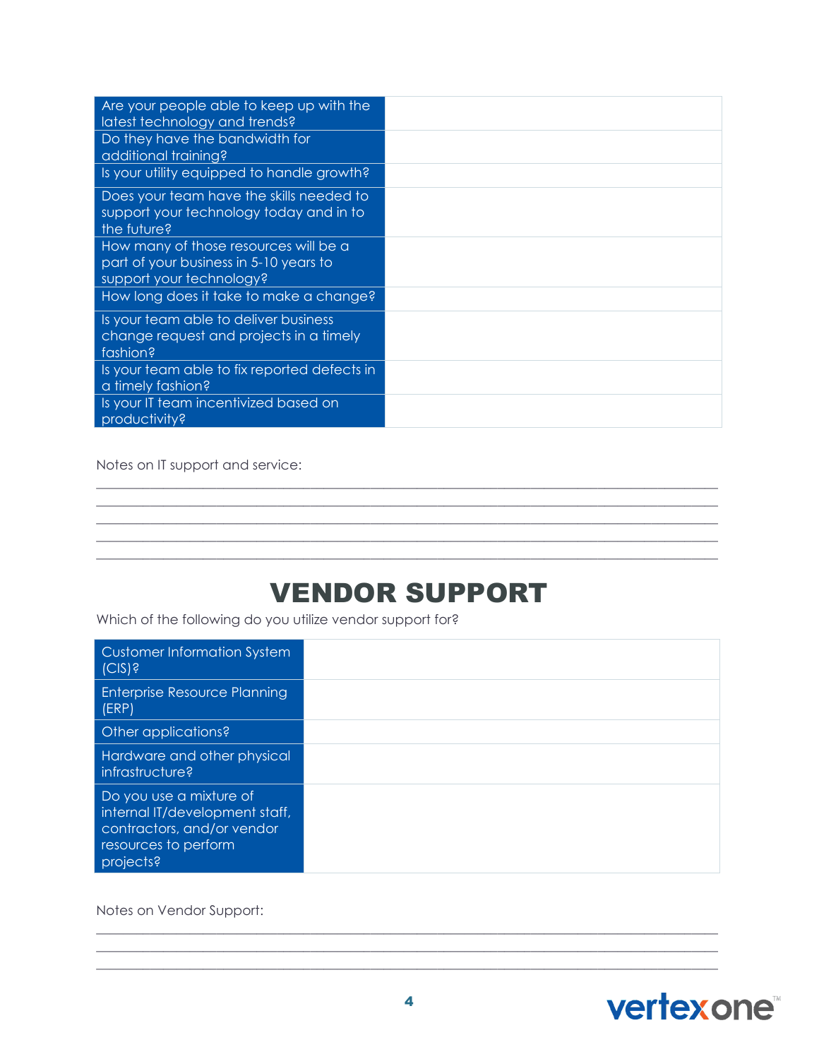| Question | Response |
| --- | --- |
| Are your people able to keep up with the latest technology and trends? | |
| Do they have the bandwidth for additional training? | |
| Is your utility equipped to handle growth? | |
| Does your team have the skills needed to support your technology today and in to the future? | |
| How many of those resources will be a part of your business in 5-10 years to support your technology? | |
| How long does it take to make a change? | |
| Is your team able to deliver business change request and projects in a timely fashion? | |
| Is your team able to fix reported defects in a timely fashion? | |
| Is your IT team incentivized based on productivity? | |

Notes on IT support and service:

\_\_\_\_\_\_\_\_\_\_\_\_\_\_\_\_\_\_\_\_\_\_\_\_\_\_\_\_\_\_\_\_\_\_\_\_\_\_\_\_\_\_\_\_\_\_\_\_\_\_\_\_\_\_\_\_\_\_\_\_\_\_\_\_\_\_\_\_\_\_\_\_

\_\_\_\_\_\_\_\_\_\_\_\_\_\_\_\_\_\_\_\_\_\_\_\_\_\_\_\_\_\_\_\_\_\_\_\_\_\_\_\_\_\_\_\_\_\_\_\_\_\_\_\_\_\_\_\_\_\_\_\_\_\_\_\_\_\_\_\_\_\_\_\_

\_\_\_\_\_\_\_\_\_\_\_\_\_\_\_\_\_\_\_\_\_\_\_\_\_\_\_\_\_\_\_\_\_\_\_\_\_\_\_\_\_\_\_\_\_\_\_\_\_\_\_\_\_\_\_\_\_\_\_\_\_\_\_\_\_\_\_\_\_\_\_\_

\_\_\_\_\_\_\_\_\_\_\_\_\_\_\_\_\_\_\_\_\_\_\_\_\_\_\_\_\_\_\_\_\_\_\_\_\_\_\_\_\_\_\_\_\_\_\_\_\_\_\_\_\_\_\_\_\_\_\_\_\_\_\_\_\_\_\_\_\_\_\_\_

\_\_\_\_\_\_\_\_\_\_\_\_\_\_\_\_\_\_\_\_\_\_\_\_\_\_\_\_\_\_\_\_\_\_\_\_\_\_\_\_\_\_\_\_\_\_\_\_\_\_\_\_\_\_\_\_\_\_\_\_\_\_\_\_\_\_\_\_\_\_\_\_

# VENDOR SUPPORT

Which of the following do you utilize vendor support for?

| Item | Response |
| --- | --- |
| Customer Information System (CIS)? | |
| Enterprise Resource Planning (ERP) | |
| Other applications? | |
| Hardware and other physical infrastructure? | |
| Do you use a mixture of internal IT/development staff, contractors, and/or vendor resources to perform projects? | |

Notes on Vendor Support:

\_\_\_\_\_\_\_\_\_\_\_\_\_\_\_\_\_\_\_\_\_\_\_\_\_\_\_\_\_\_\_\_\_\_\_\_\_\_\_\_\_\_\_\_\_\_\_\_\_\_\_\_\_\_\_\_\_\_\_\_\_\_\_\_\_\_\_\_\_\_\_\_

\_\_\_\_\_\_\_\_\_\_\_\_\_\_\_\_\_\_\_\_\_\_\_\_\_\_\_\_\_\_\_\_\_\_\_\_\_\_\_\_\_\_\_\_\_\_\_\_\_\_\_\_\_\_\_\_\_\_\_\_\_\_\_\_\_\_\_\_\_\_\_\_

\_\_\_\_\_\_\_\_\_\_\_\_\_\_\_\_\_\_\_\_\_\_\_\_\_\_\_\_\_\_\_\_\_\_\_\_\_\_\_\_\_\_\_\_\_\_\_\_\_\_\_\_\_\_\_\_\_\_\_\_\_\_\_\_\_\_\_\_\_\_\_\_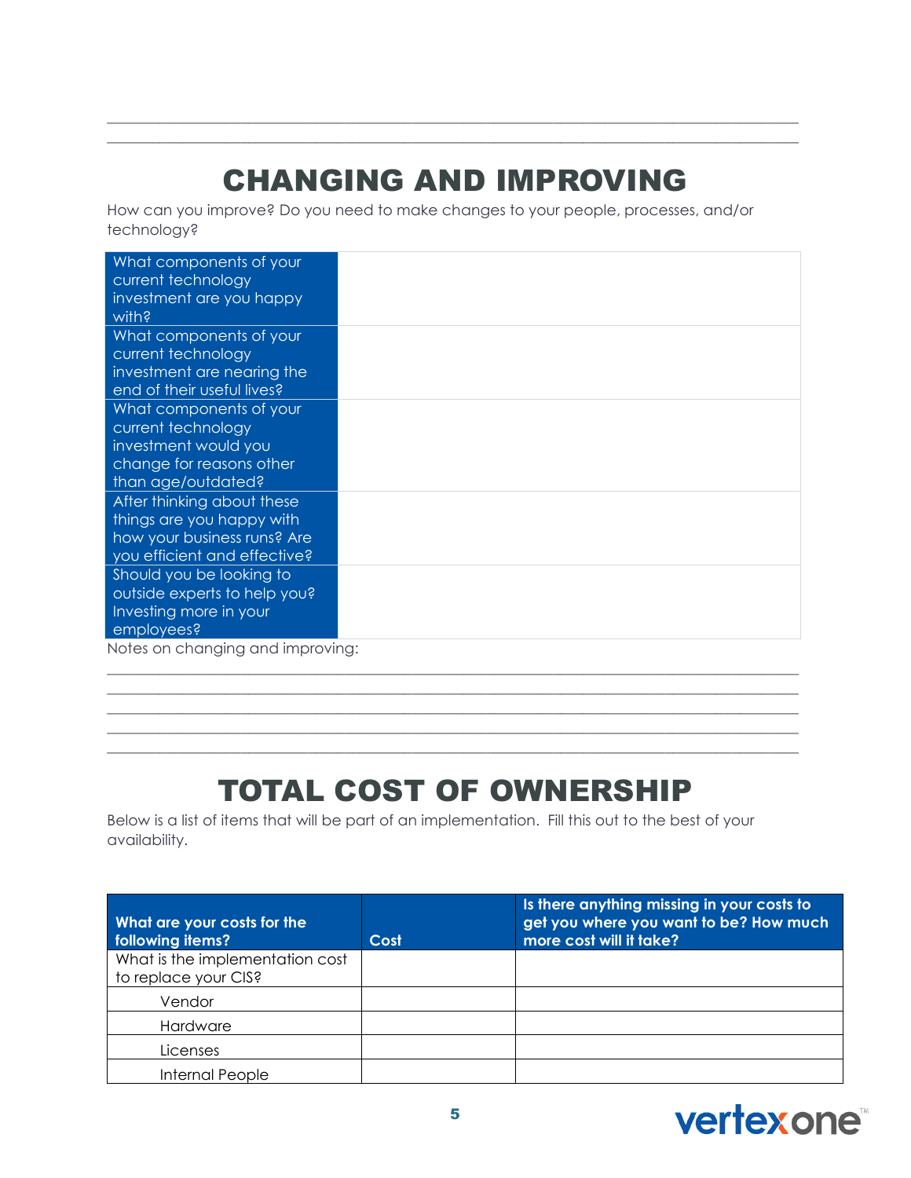## CHANGING AND IMPROVING

How can you improve? Do you need to make changes to your people, processes, and/or technology?

| | |
|---|---|
| What components of your current technology investment are you happy with? | |
| What components of your current technology investment are nearing the end of their useful lives? | |
| What components of your current technology investment would you change for reasons other than age/outdated? | |
| After thinking about these things are you happy with how your business runs? Are you efficient and effective? | |
| Should you be looking to outside experts to help you? Investing more in your employees? | |

Notes on changing and improving:

## TOTAL COST OF OWNERSHIP

Below is a list of items that will be part of an implementation. Fill this out to the best of your availability.

| What are your costs for the following items? | Cost | Is there anything missing in your costs to get you where you want to be? How much more cost will it take? |
|---|---|---|
| What is the implementation cost to replace your CIS? | | |
| Vendor | | |
| Hardware | | |
| Licenses | | |
| Internal People | | |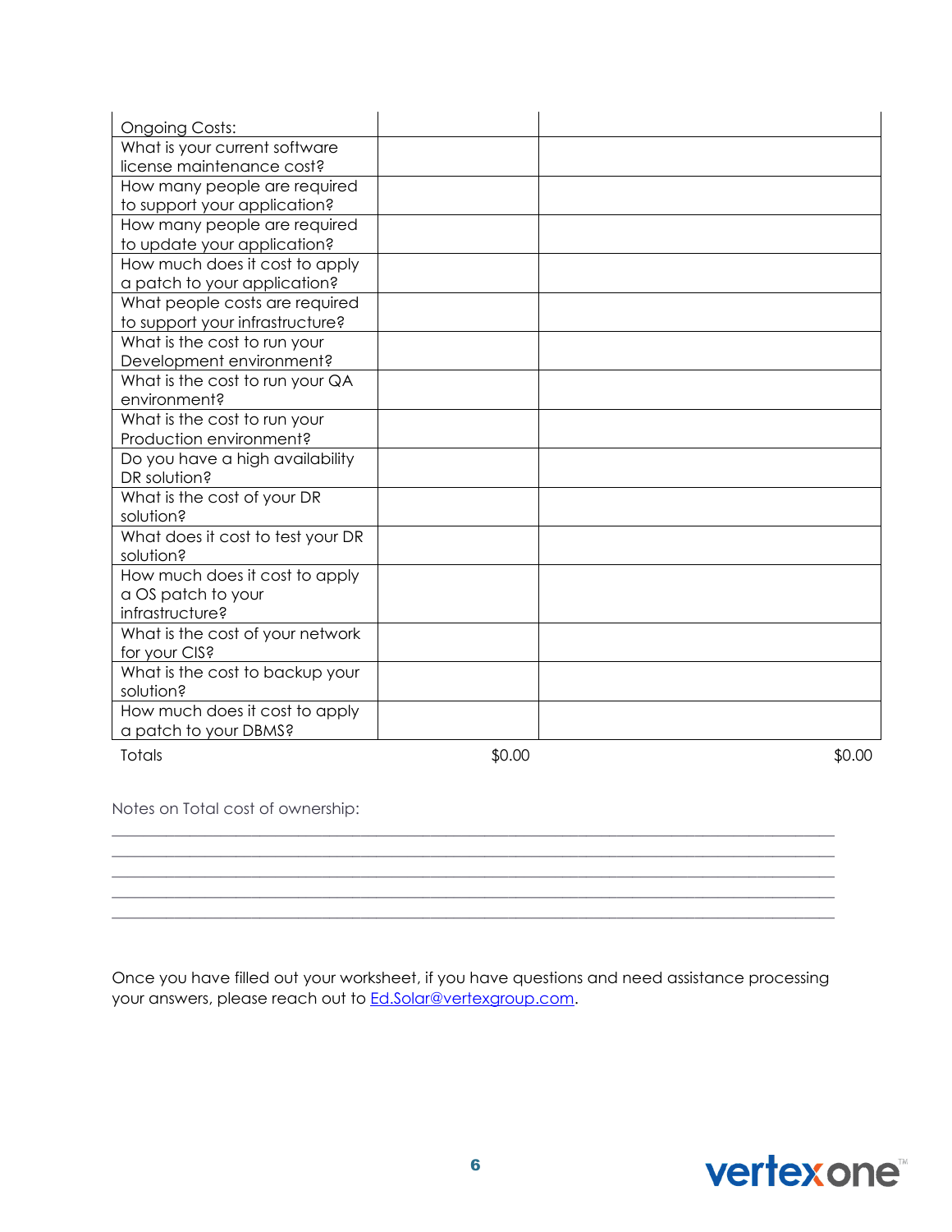| | | |
|---|---|---|
| Ongoing Costs: | | |
| What is your current software license maintenance cost? | | |
| How many people are required to support your application? | | |
| How many people are required to update your application? | | |
| How much does it cost to apply a patch to your application? | | |
| What people costs are required to support your infrastructure? | | |
| What is the cost to run your Development environment? | | |
| What is the cost to run your QA environment? | | |
| What is the cost to run your Production environment? | | |
| Do you have a high availability DR solution? | | |
| What is the cost of your DR solution? | | |
| What does it cost to test your DR solution? | | |
| How much does it cost to apply a OS patch to your infrastructure? | | |
| What is the cost of your network for your CIS? | | |
| What is the cost to backup your solution? | | |
| How much does it cost to apply a patch to your DBMS? | | |
| Totals | $0.00 | $0.00 |

Notes on Total cost of ownership:

\_\_\_\_\_\_\_\_\_\_\_\_\_\_\_\_\_\_\_\_\_\_\_\_\_\_\_\_\_\_\_\_\_\_\_\_\_\_\_\_\_\_\_\_\_\_\_\_\_\_\_\_\_\_\_\_\_\_\_\_\_\_\_\_\_\_\_\_\_\_\_\_\_\_\_\_\_\_

\_\_\_\_\_\_\_\_\_\_\_\_\_\_\_\_\_\_\_\_\_\_\_\_\_\_\_\_\_\_\_\_\_\_\_\_\_\_\_\_\_\_\_\_\_\_\_\_\_\_\_\_\_\_\_\_\_\_\_\_\_\_\_\_\_\_\_\_\_\_\_\_\_\_\_\_\_\_

\_\_\_\_\_\_\_\_\_\_\_\_\_\_\_\_\_\_\_\_\_\_\_\_\_\_\_\_\_\_\_\_\_\_\_\_\_\_\_\_\_\_\_\_\_\_\_\_\_\_\_\_\_\_\_\_\_\_\_\_\_\_\_\_\_\_\_\_\_\_\_\_\_\_\_\_\_\_

\_\_\_\_\_\_\_\_\_\_\_\_\_\_\_\_\_\_\_\_\_\_\_\_\_\_\_\_\_\_\_\_\_\_\_\_\_\_\_\_\_\_\_\_\_\_\_\_\_\_\_\_\_\_\_\_\_\_\_\_\_\_\_\_\_\_\_\_\_\_\_\_\_\_\_\_\_\_

\_\_\_\_\_\_\_\_\_\_\_\_\_\_\_\_\_\_\_\_\_\_\_\_\_\_\_\_\_\_\_\_\_\_\_\_\_\_\_\_\_\_\_\_\_\_\_\_\_\_\_\_\_\_\_\_\_\_\_\_\_\_\_\_\_\_\_\_\_\_\_\_\_\_\_\_\_\_

Once you have filled out your worksheet, if you have questions and need assistance processing your answers, please reach out to [Ed.Solar@vertexgroup.com](mailto:Ed.Solar@vertexgroup.com).

vertexone™